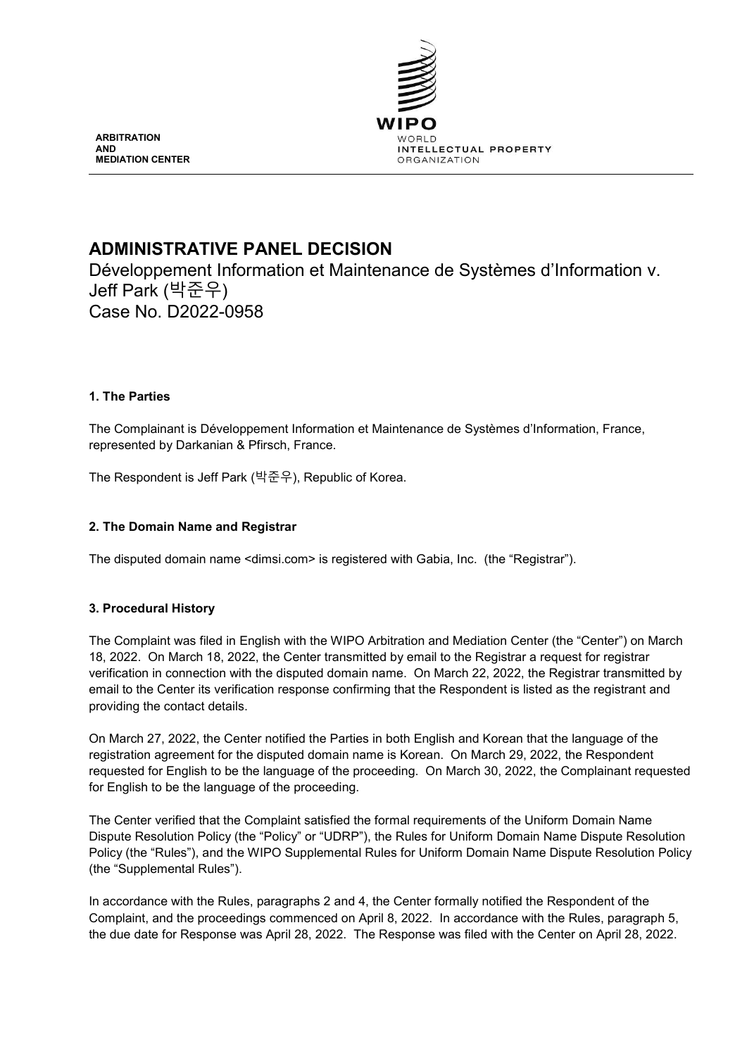ARBITRATION
AND
MEDIATION CENTER

WIPO
WORLD
INTELLECTUAL PROPERTY
ORGANIZATION

# ADMINISTRATIVE PANEL DECISION

Développement Information et Maintenance de Systèmes d'Information v. Jeff Park (박준우)
Case No. D2022-0958

## 1. The Parties

The Complainant is Développement Information et Maintenance de Systèmes d'Information, France, represented by Darkanian & Pfirsch, France.

The Respondent is Jeff Park (박준우), Republic of Korea.

## 2. The Domain Name and Registrar

The disputed domain name <dimsi.com> is registered with Gabia, Inc. (the "Registrar").

## 3. Procedural History

The Complaint was filed in English with the WIPO Arbitration and Mediation Center (the "Center") on March 18, 2022. On March 18, 2022, the Center transmitted by email to the Registrar a request for registrar verification in connection with the disputed domain name. On March 22, 2022, the Registrar transmitted by email to the Center its verification response confirming that the Respondent is listed as the registrant and providing the contact details.

On March 27, 2022, the Center notified the Parties in both English and Korean that the language of the registration agreement for the disputed domain name is Korean. On March 29, 2022, the Respondent requested for English to be the language of the proceeding. On March 30, 2022, the Complainant requested for English to be the language of the proceeding.

The Center verified that the Complaint satisfied the formal requirements of the Uniform Domain Name Dispute Resolution Policy (the "Policy" or "UDRP"), the Rules for Uniform Domain Name Dispute Resolution Policy (the "Rules"), and the WIPO Supplemental Rules for Uniform Domain Name Dispute Resolution Policy (the "Supplemental Rules").

In accordance with the Rules, paragraphs 2 and 4, the Center formally notified the Respondent of the Complaint, and the proceedings commenced on April 8, 2022. In accordance with the Rules, paragraph 5, the due date for Response was April 28, 2022. The Response was filed with the Center on April 28, 2022.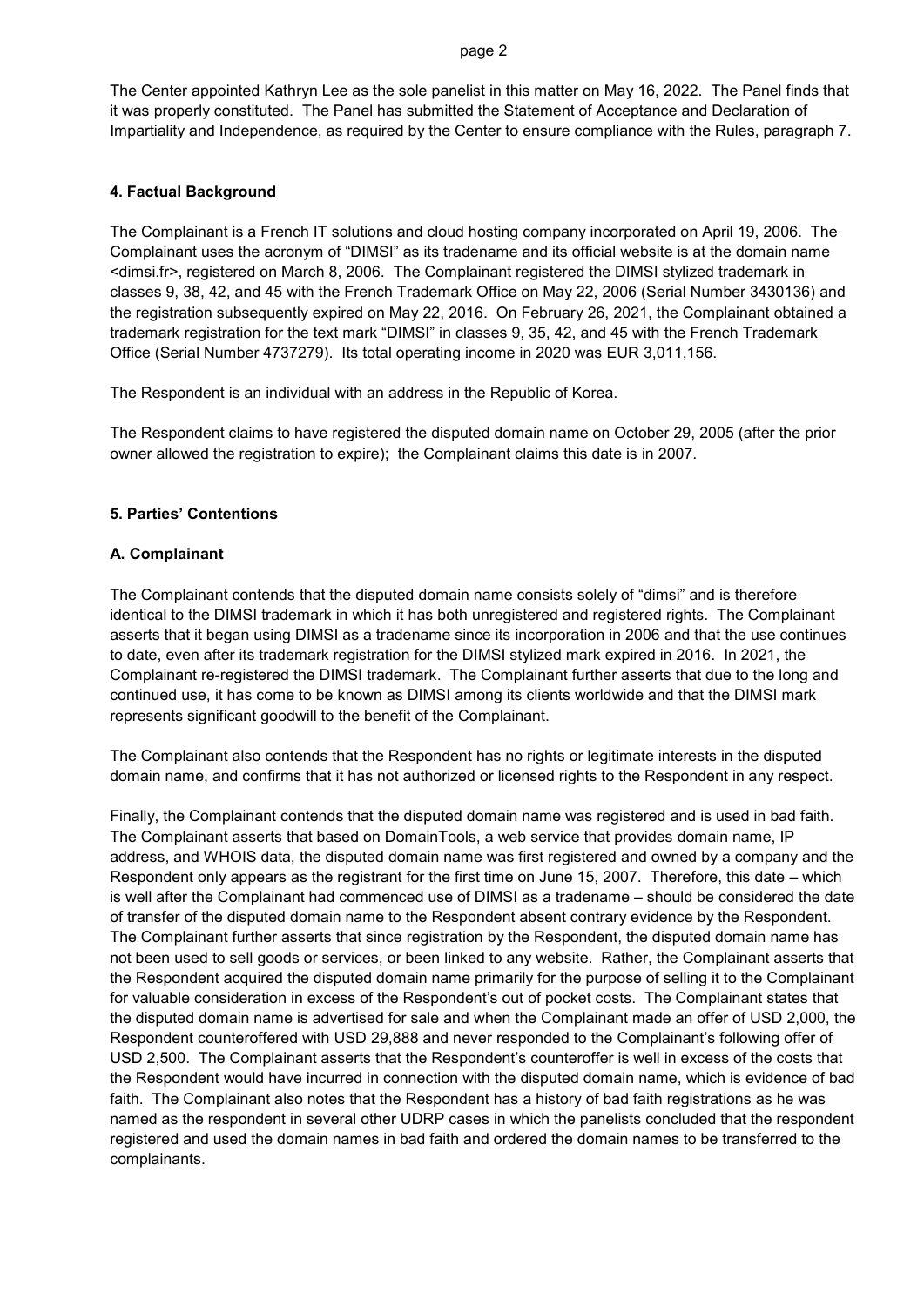The Center appointed Kathryn Lee as the sole panelist in this matter on May 16, 2022. The Panel finds that it was properly constituted. The Panel has submitted the Statement of Acceptance and Declaration of Impartiality and Independence, as required by the Center to ensure compliance with the Rules, paragraph 7.

## 4. Factual Background

The Complainant is a French IT solutions and cloud hosting company incorporated on April 19, 2006. The Complainant uses the acronym of "DIMSI" as its tradename and its official website is at the domain name <dimsi.fr>, registered on March 8, 2006. The Complainant registered the DIMSI stylized trademark in classes 9, 38, 42, and 45 with the French Trademark Office on May 22, 2006 (Serial Number 3430136) and the registration subsequently expired on May 22, 2016. On February 26, 2021, the Complainant obtained a trademark registration for the text mark "DIMSI" in classes 9, 35, 42, and 45 with the French Trademark Office (Serial Number 4737279). Its total operating income in 2020 was EUR 3,011,156.

The Respondent is an individual with an address in the Republic of Korea.

The Respondent claims to have registered the disputed domain name on October 29, 2005 (after the prior owner allowed the registration to expire); the Complainant claims this date is in 2007.

## 5. Parties' Contentions

### A. Complainant

The Complainant contends that the disputed domain name consists solely of "dimsi" and is therefore identical to the DIMSI trademark in which it has both unregistered and registered rights. The Complainant asserts that it began using DIMSI as a tradename since its incorporation in 2006 and that the use continues to date, even after its trademark registration for the DIMSI stylized mark expired in 2016. In 2021, the Complainant re-registered the DIMSI trademark. The Complainant further asserts that due to the long and continued use, it has come to be known as DIMSI among its clients worldwide and that the DIMSI mark represents significant goodwill to the benefit of the Complainant.

The Complainant also contends that the Respondent has no rights or legitimate interests in the disputed domain name, and confirms that it has not authorized or licensed rights to the Respondent in any respect.

Finally, the Complainant contends that the disputed domain name was registered and is used in bad faith. The Complainant asserts that based on DomainTools, a web service that provides domain name, IP address, and WHOIS data, the disputed domain name was first registered and owned by a company and the Respondent only appears as the registrant for the first time on June 15, 2007. Therefore, this date – which is well after the Complainant had commenced use of DIMSI as a tradename – should be considered the date of transfer of the disputed domain name to the Respondent absent contrary evidence by the Respondent. The Complainant further asserts that since registration by the Respondent, the disputed domain name has not been used to sell goods or services, or been linked to any website. Rather, the Complainant asserts that the Respondent acquired the disputed domain name primarily for the purpose of selling it to the Complainant for valuable consideration in excess of the Respondent's out of pocket costs. The Complainant states that the disputed domain name is advertised for sale and when the Complainant made an offer of USD 2,000, the Respondent counteroffered with USD 29,888 and never responded to the Complainant's following offer of USD 2,500. The Complainant asserts that the Respondent's counteroffer is well in excess of the costs that the Respondent would have incurred in connection with the disputed domain name, which is evidence of bad faith. The Complainant also notes that the Respondent has a history of bad faith registrations as he was named as the respondent in several other UDRP cases in which the panelists concluded that the respondent registered and used the domain names in bad faith and ordered the domain names to be transferred to the complainants.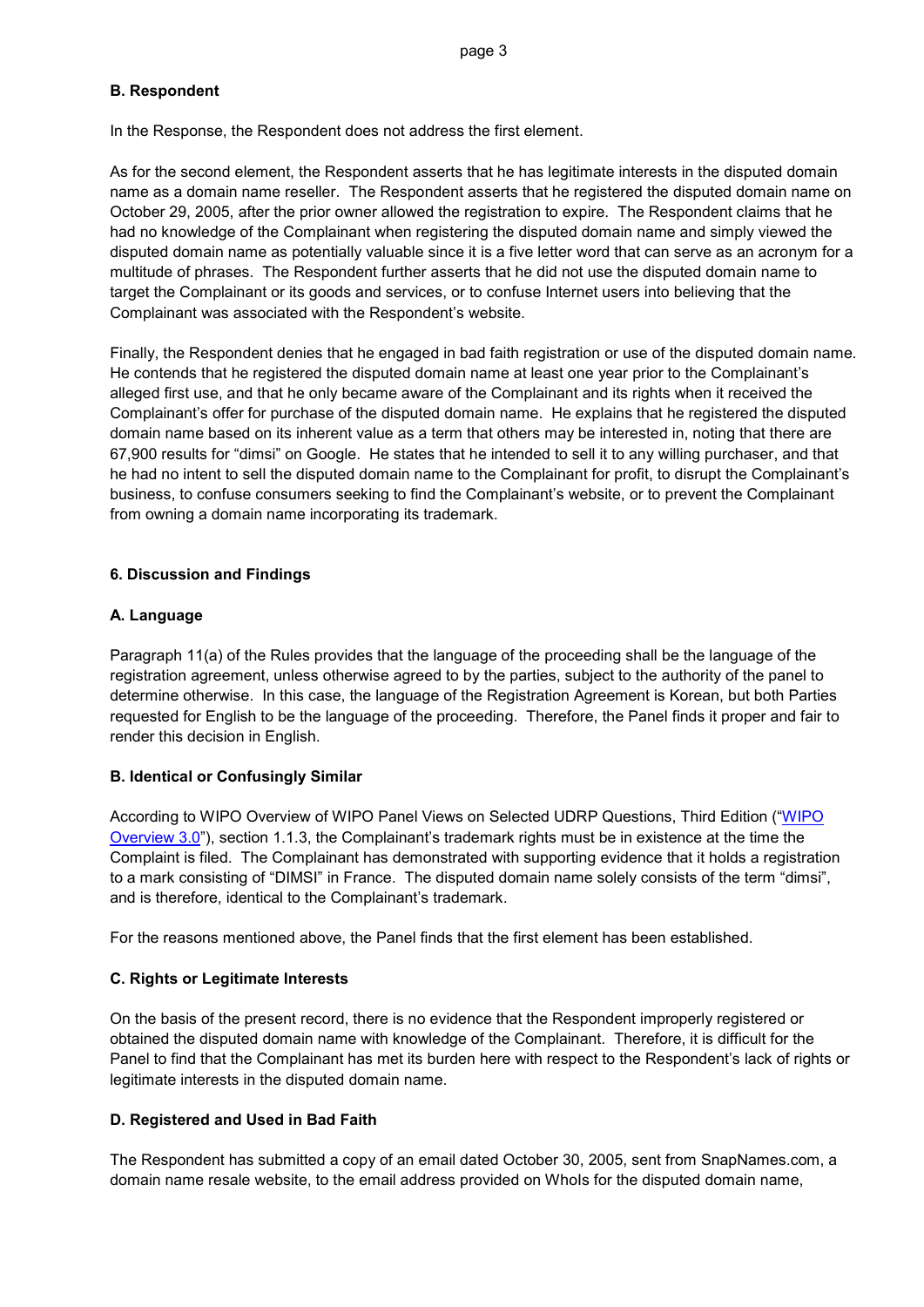### B. Respondent

In the Response, the Respondent does not address the first element.

As for the second element, the Respondent asserts that he has legitimate interests in the disputed domain name as a domain name reseller. The Respondent asserts that he registered the disputed domain name on October 29, 2005, after the prior owner allowed the registration to expire. The Respondent claims that he had no knowledge of the Complainant when registering the disputed domain name and simply viewed the disputed domain name as potentially valuable since it is a five letter word that can serve as an acronym for a multitude of phrases. The Respondent further asserts that he did not use the disputed domain name to target the Complainant or its goods and services, or to confuse Internet users into believing that the Complainant was associated with the Respondent's website.

Finally, the Respondent denies that he engaged in bad faith registration or use of the disputed domain name. He contends that he registered the disputed domain name at least one year prior to the Complainant's alleged first use, and that he only became aware of the Complainant and its rights when it received the Complainant's offer for purchase of the disputed domain name. He explains that he registered the disputed domain name based on its inherent value as a term that others may be interested in, noting that there are 67,900 results for "dimsi" on Google. He states that he intended to sell it to any willing purchaser, and that he had no intent to sell the disputed domain name to the Complainant for profit, to disrupt the Complainant's business, to confuse consumers seeking to find the Complainant's website, or to prevent the Complainant from owning a domain name incorporating its trademark.

## 6. Discussion and Findings

### A. Language

Paragraph 11(a) of the Rules provides that the language of the proceeding shall be the language of the registration agreement, unless otherwise agreed to by the parties, subject to the authority of the panel to determine otherwise. In this case, the language of the Registration Agreement is Korean, but both Parties requested for English to be the language of the proceeding. Therefore, the Panel finds it proper and fair to render this decision in English.

### B. Identical or Confusingly Similar

According to WIPO Overview of WIPO Panel Views on Selected UDRP Questions, Third Edition ("WIPO Overview 3.0"), section 1.1.3, the Complainant's trademark rights must be in existence at the time the Complaint is filed. The Complainant has demonstrated with supporting evidence that it holds a registration to a mark consisting of "DIMSI" in France. The disputed domain name solely consists of the term "dimsi", and is therefore, identical to the Complainant's trademark.

For the reasons mentioned above, the Panel finds that the first element has been established.

### C. Rights or Legitimate Interests

On the basis of the present record, there is no evidence that the Respondent improperly registered or obtained the disputed domain name with knowledge of the Complainant. Therefore, it is difficult for the Panel to find that the Complainant has met its burden here with respect to the Respondent's lack of rights or legitimate interests in the disputed domain name.

### D. Registered and Used in Bad Faith

The Respondent has submitted a copy of an email dated October 30, 2005, sent from SnapNames.com, a domain name resale website, to the email address provided on WhoIs for the disputed domain name,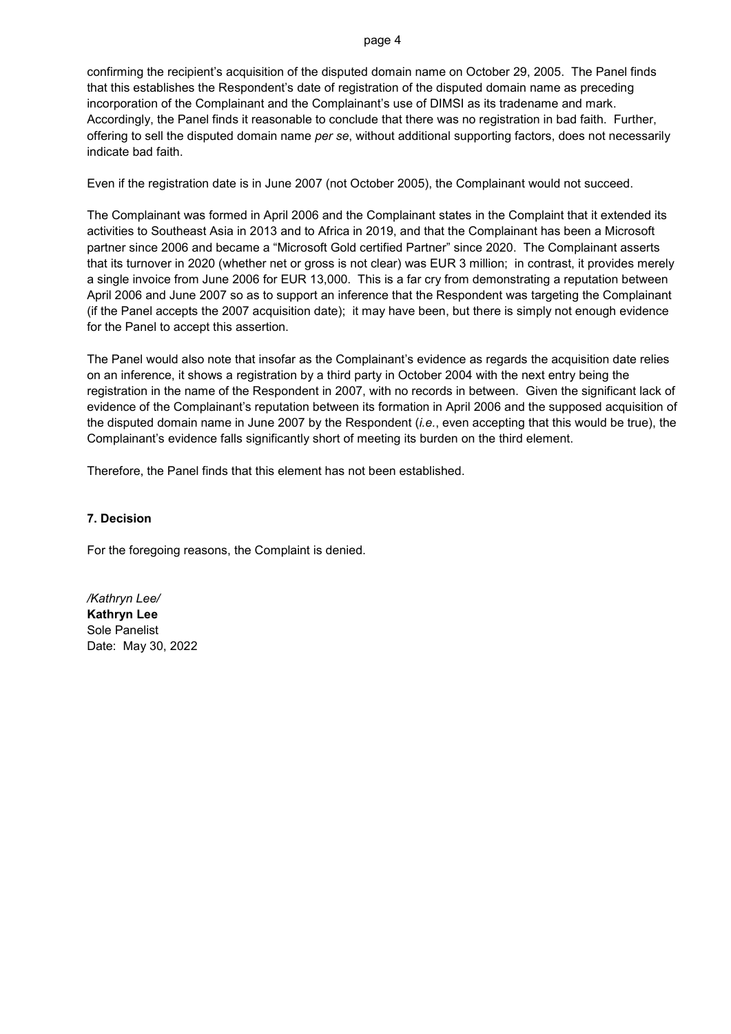confirming the recipient's acquisition of the disputed domain name on October 29, 2005. The Panel finds that this establishes the Respondent's date of registration of the disputed domain name as preceding incorporation of the Complainant and the Complainant's use of DIMSI as its tradename and mark. Accordingly, the Panel finds it reasonable to conclude that there was no registration in bad faith. Further, offering to sell the disputed domain name *per se*, without additional supporting factors, does not necessarily indicate bad faith.

Even if the registration date is in June 2007 (not October 2005), the Complainant would not succeed.

The Complainant was formed in April 2006 and the Complainant states in the Complaint that it extended its activities to Southeast Asia in 2013 and to Africa in 2019, and that the Complainant has been a Microsoft partner since 2006 and became a "Microsoft Gold certified Partner" since 2020. The Complainant asserts that its turnover in 2020 (whether net or gross is not clear) was EUR 3 million; in contrast, it provides merely a single invoice from June 2006 for EUR 13,000. This is a far cry from demonstrating a reputation between April 2006 and June 2007 so as to support an inference that the Respondent was targeting the Complainant (if the Panel accepts the 2007 acquisition date); it may have been, but there is simply not enough evidence for the Panel to accept this assertion.

The Panel would also note that insofar as the Complainant's evidence as regards the acquisition date relies on an inference, it shows a registration by a third party in October 2004 with the next entry being the registration in the name of the Respondent in 2007, with no records in between. Given the significant lack of evidence of the Complainant's reputation between its formation in April 2006 and the supposed acquisition of the disputed domain name in June 2007 by the Respondent (*i.e.*, even accepting that this would be true), the Complainant's evidence falls significantly short of meeting its burden on the third element.

Therefore, the Panel finds that this element has not been established.

**7. Decision**

For the foregoing reasons, the Complaint is denied.

*/Kathryn Lee/*
**Kathryn Lee**
Sole Panelist
Date: May 30, 2022